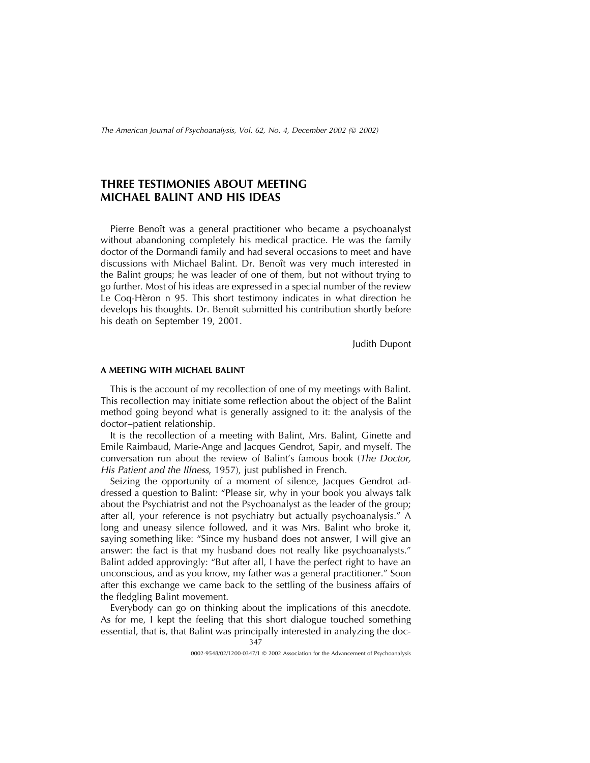# THREE TESTIMONIES ABOUT MEETING MICHAEL BALINT AND HIS IDEAS

Pierre Benoît was a general practitioner who became a psychoanalyst without abandoning completely his medical practice. He was the family doctor of the Dormandi family and had several occasions to meet and have discussions with Michael Balint. Dr. Benoît was very much interested in the Balint groups; he was leader of one of them, but not without trying to go further. Most of his ideas are expressed in a special number of the review Le Coq-Hèron n 95. This short testimony indicates in what direction he develops his thoughts. Dr. Benoît submitted his contribution shortly before his death on September 19, 2001.

Judith Dupont

### A MEETING WITH MICHAEL BALINT

This is the account of my recollection of one of my meetings with Balint. This recollection may initiate some reflection about the object of the Balint method going beyond what is generally assigned to it: the analysis of the doctor–patient relationship.

It is the recollection of a meeting with Balint, Mrs. Balint, Ginette and Emile Raimbaud, Marie-Ange and Jacques Gendrot, Sapir, and myself. The conversation run about the review of Balint's famous book (*The Doctor, His Patient and the Illness*, 1957), just published in French.

Seizing the opportunity of a moment of silence, Jacques Gendrot addressed a question to Balint: "Please sir, why in your book you always talk about the Psychiatrist and not the Psychoanalyst as the leader of the group; after all, your reference is not psychiatry but actually psychoanalysis." A long and uneasy silence followed, and it was Mrs. Balint who broke it, saying something like: "Since my husband does not answer, I will give an answer: the fact is that my husband does not really like psychoanalysts." Balint added approvingly: "But after all, I have the perfect right to have an unconscious, and as you know, my father was a general practitioner." Soon after this exchange we came back to the settling of the business affairs of the fledgling Balint movement.

Everybody can go on thinking about the implications of this anecdote. As for me, I kept the feeling that this short dialogue touched something essential, that is, that Balint was principally interested in analyzing the doc-

0002-9548/02/1200-0347/1 © 2002 Association for the Advancement of Psychoanalysis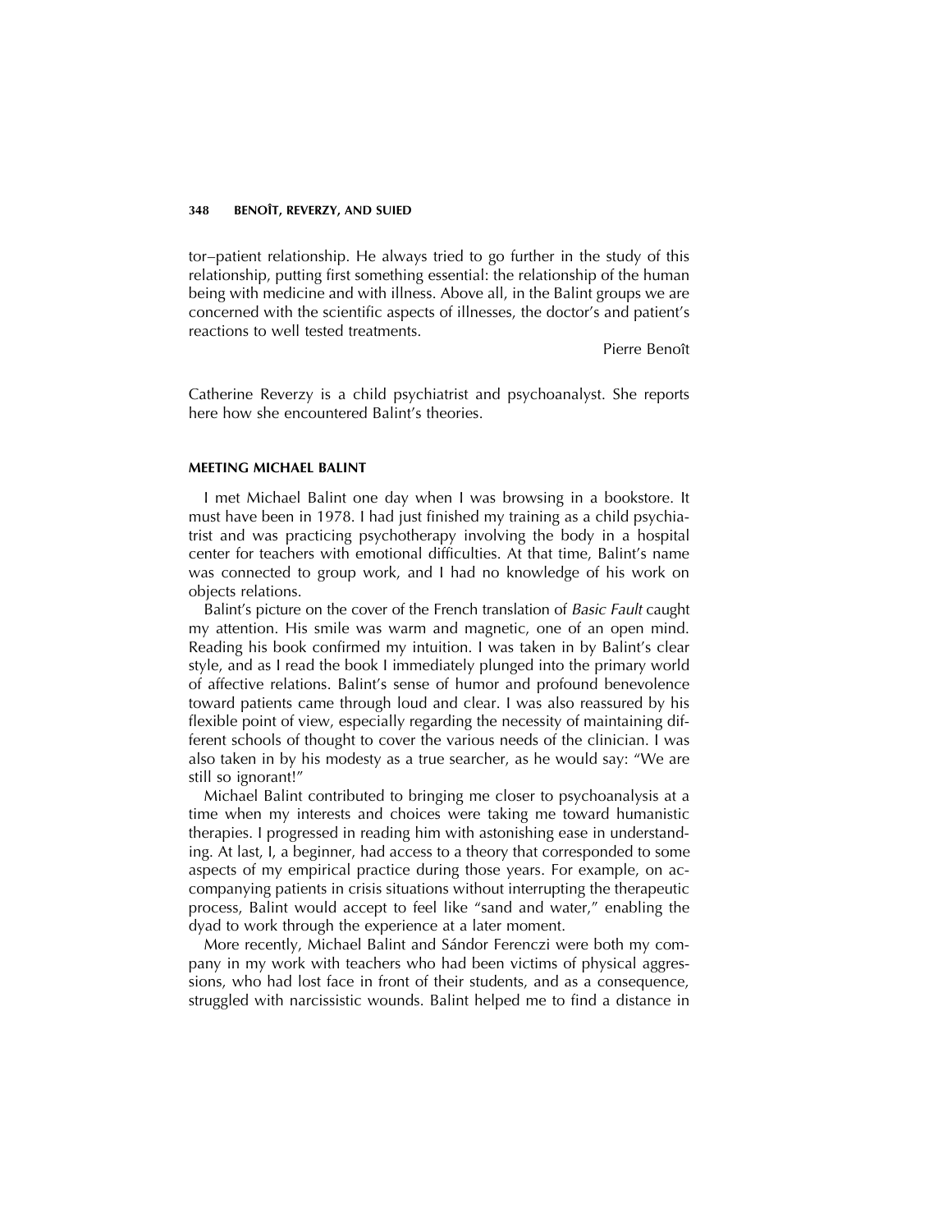tor–patient relationship. He always tried to go further in the study of this relationship, putting first something essential: the relationship of the human being with medicine and with illness. Above all, in the Balint groups we are concerned with the scientific aspects of illnesses, the doctor's and patient's reactions to well tested treatments.

Pierre Benoît

Catherine Reverzy is a child psychiatrist and psychoanalyst. She reports here how she encountered Balint's theories.

## MEETING MICHAEL BALINT

I met Michael Balint one day when I was browsing in a bookstore. It must have been in 1978. I had just finished my training as a child psychiatrist and was practicing psychotherapy involving the body in a hospital center for teachers with emotional difficulties. At that time, Balint's name was connected to group work, and I had no knowledge of his work on objects relations.

Balint's picture on the cover of the French translation of *Basic Fault* caught my attention. His smile was warm and magnetic, one of an open mind. Reading his book confirmed my intuition. I was taken in by Balint's clear style, and as I read the book I immediately plunged into the primary world of affective relations. Balint's sense of humor and profound benevolence toward patients came through loud and clear. I was also reassured by his flexible point of view, especially regarding the necessity of maintaining different schools of thought to cover the various needs of the clinician. I was also taken in by his modesty as a true searcher, as he would say: "We are still so ignorant!"

Michael Balint contributed to bringing me closer to psychoanalysis at a time when my interests and choices were taking me toward humanistic therapies. I progressed in reading him with astonishing ease in understanding. At last, I, a beginner, had access to a theory that corresponded to some aspects of my empirical practice during those years. For example, on accompanying patients in crisis situations without interrupting the therapeutic process, Balint would accept to feel like "sand and water," enabling the dyad to work through the experience at a later moment.

More recently, Michael Balint and Sándor Ferenczi were both my company in my work with teachers who had been victims of physical aggressions, who had lost face in front of their students, and as a consequence, struggled with narcissistic wounds. Balint helped me to find a distance in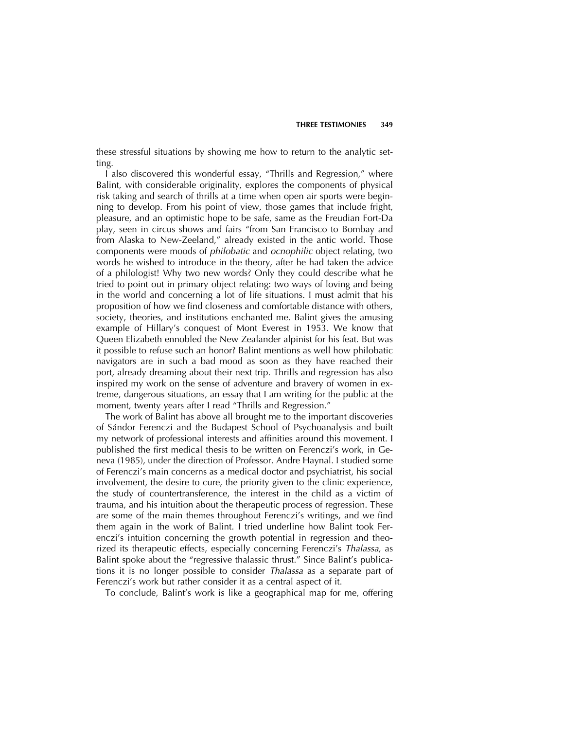these stressful situations by showing me how to return to the analytic setting.

I also discovered this wonderful essay, "Thrills and Regression," where Balint, with considerable originality, explores the components of physical risk taking and search of thrills at a time when open air sports were beginning to develop. From his point of view, those games that include fright, pleasure, and an optimistic hope to be safe, same as the Freudian Fort-Da play, seen in circus shows and fairs "from San Francisco to Bombay and from Alaska to New-Zeeland," already existed in the antic world. Those components were moods of *philobatic* and *ocnophilic* object relating, two words he wished to introduce in the theory, after he had taken the advice of a philologist! Why two new words? Only they could describe what he tried to point out in primary object relating: two ways of loving and being in the world and concerning a lot of life situations. I must admit that his proposition of how we find closeness and comfortable distance with others, society, theories, and institutions enchanted me. Balint gives the amusing example of Hillary's conquest of Mont Everest in 1953. We know that Queen Elizabeth ennobled the New Zealander alpinist for his feat. But was it possible to refuse such an honor? Balint mentions as well how philobatic navigators are in such a bad mood as soon as they have reached their port, already dreaming about their next trip. Thrills and regression has also inspired my work on the sense of adventure and bravery of women in extreme, dangerous situations, an essay that I am writing for the public at the moment, twenty years after I read "Thrills and Regression."

The work of Balint has above all brought me to the important discoveries of Sándor Ferenczi and the Budapest School of Psychoanalysis and built my network of professional interests and affinities around this movement. I published the first medical thesis to be written on Ferenczi's work, in Geneva (1985), under the direction of Professor. Andre Haynal. I studied some of Ferenczi's main concerns as a medical doctor and psychiatrist, his social involvement, the desire to cure, the priority given to the clinic experience, the study of countertransference, the interest in the child as a victim of trauma, and his intuition about the therapeutic process of regression. These are some of the main themes throughout Ferenczi's writings, and we find them again in the work of Balint. I tried underline how Balint took Ferenczi's intuition concerning the growth potential in regression and theorized its therapeutic effects, especially concerning Ferenczi's *Thalassa*, as Balint spoke about the "regressive thalassic thrust." Since Balint's publications it is no longer possible to consider *Thalassa* as a separate part of Ferenczi's work but rather consider it as a central aspect of it.

To conclude, Balint's work is like a geographical map for me, offering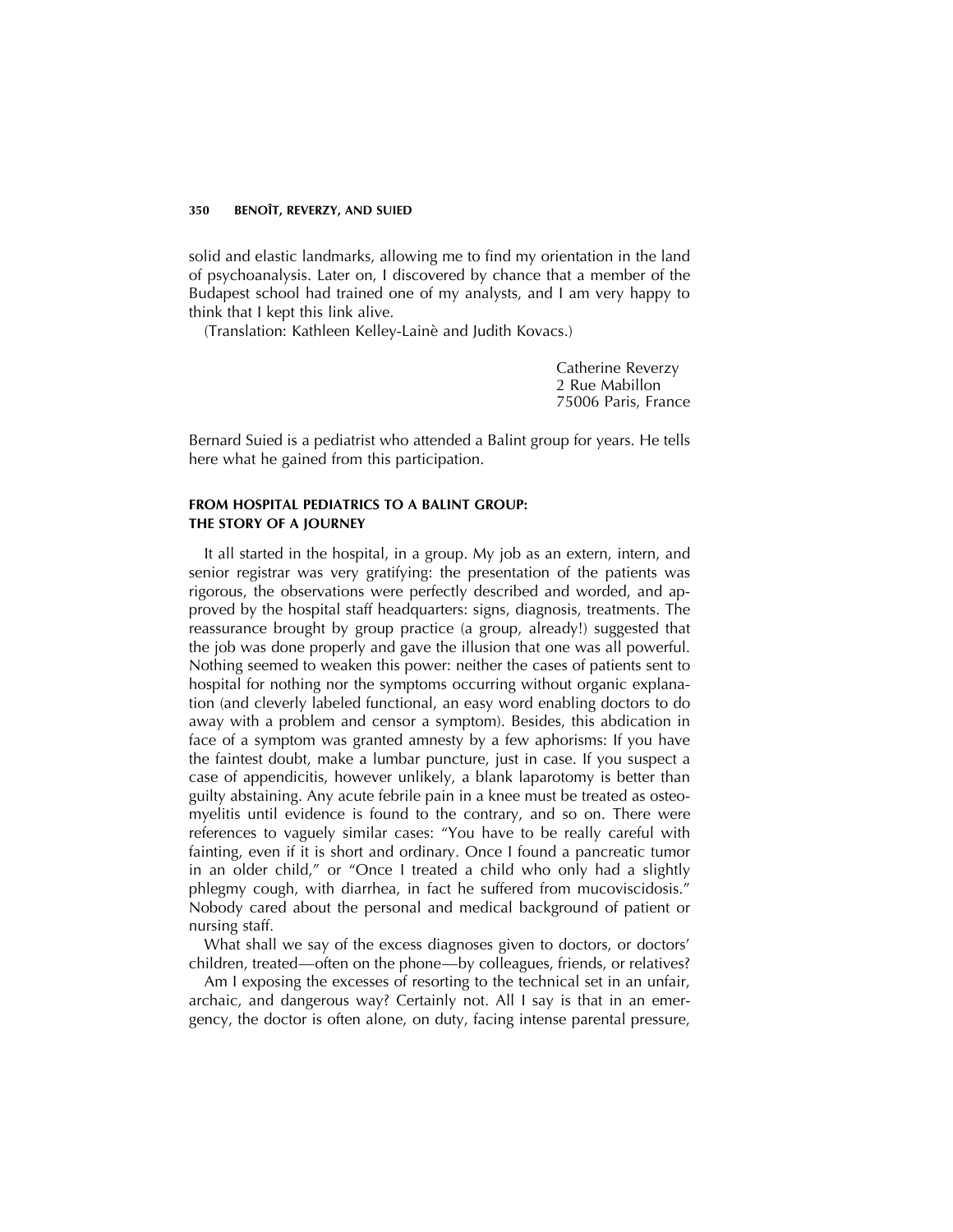solid and elastic landmarks, allowing me to find my orientation in the land of psychoanalysis. Later on, I discovered by chance that a member of the Budapest school had trained one of my analysts, and I am very happy to think that I kept this link alive.

(Translation: Kathleen Kelley-Lainè and Judith Kovacs.)

Catherine Reverzy
2 Rue Mabillon
75006 Paris, France

Bernard Suied is a pediatrist who attended a Balint group for years. He tells here what he gained from this participation.

## FROM HOSPITAL PEDIATRICS TO A BALINT GROUP: THE STORY OF A JOURNEY

It all started in the hospital, in a group. My job as an extern, intern, and senior registrar was very gratifying: the presentation of the patients was rigorous, the observations were perfectly described and worded, and approved by the hospital staff headquarters: signs, diagnosis, treatments. The reassurance brought by group practice (a group, already!) suggested that the job was done properly and gave the illusion that one was all powerful. Nothing seemed to weaken this power: neither the cases of patients sent to hospital for nothing nor the symptoms occurring without organic explanation (and cleverly labeled functional, an easy word enabling doctors to do away with a problem and censor a symptom). Besides, this abdication in face of a symptom was granted amnesty by a few aphorisms: If you have the faintest doubt, make a lumbar puncture, just in case. If you suspect a case of appendicitis, however unlikely, a blank laparotomy is better than guilty abstaining. Any acute febrile pain in a knee must be treated as osteomyelitis until evidence is found to the contrary, and so on. There were references to vaguely similar cases: "You have to be really careful with fainting, even if it is short and ordinary. Once I found a pancreatic tumor in an older child," or "Once I treated a child who only had a slightly phlegmy cough, with diarrhea, in fact he suffered from mucoviscidosis." Nobody cared about the personal and medical background of patient or nursing staff.

What shall we say of the excess diagnoses given to doctors, or doctors' children, treated—often on the phone—by colleagues, friends, or relatives?

Am I exposing the excesses of resorting to the technical set in an unfair, archaic, and dangerous way? Certainly not. All I say is that in an emergency, the doctor is often alone, on duty, facing intense parental pressure,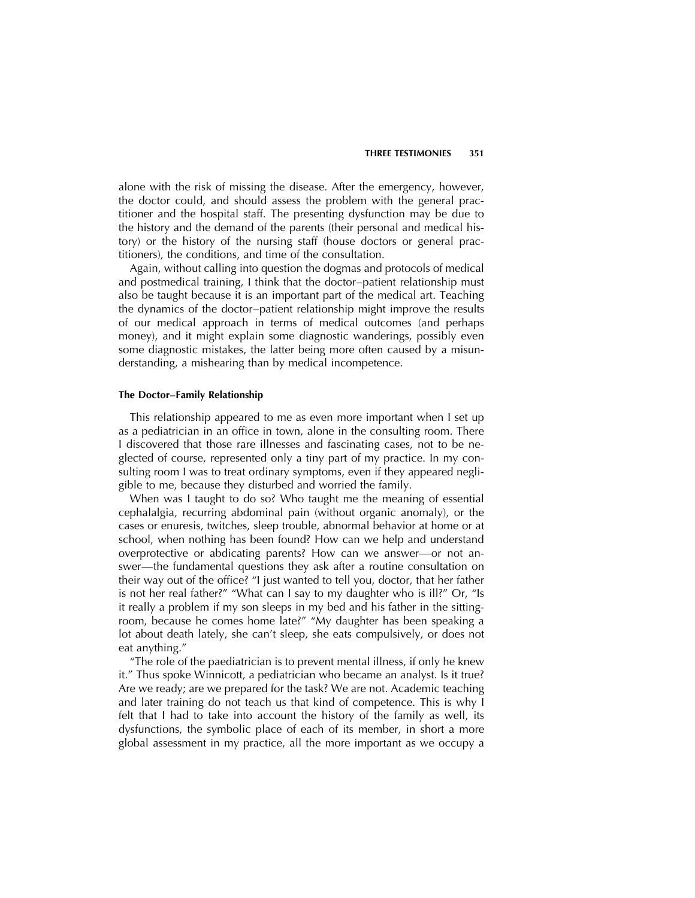alone with the risk of missing the disease. After the emergency, however, the doctor could, and should assess the problem with the general practitioner and the hospital staff. The presenting dysfunction may be due to the history and the demand of the parents (their personal and medical history) or the history of the nursing staff (house doctors or general practitioners), the conditions, and time of the consultation.

Again, without calling into question the dogmas and protocols of medical and postmedical training, I think that the doctor–patient relationship must also be taught because it is an important part of the medical art. Teaching the dynamics of the doctor–patient relationship might improve the results of our medical approach in terms of medical outcomes (and perhaps money), and it might explain some diagnostic wanderings, possibly even some diagnostic mistakes, the latter being more often caused by a misunderstanding, a mishearing than by medical incompetence.

### The Doctor–Family Relationship

This relationship appeared to me as even more important when I set up as a pediatrician in an office in town, alone in the consulting room. There I discovered that those rare illnesses and fascinating cases, not to be neglected of course, represented only a tiny part of my practice. In my consulting room I was to treat ordinary symptoms, even if they appeared negligible to me, because they disturbed and worried the family.

When was I taught to do so? Who taught me the meaning of essential cephalalgia, recurring abdominal pain (without organic anomaly), or the cases or enuresis, twitches, sleep trouble, abnormal behavior at home or at school, when nothing has been found? How can we help and understand overprotective or abdicating parents? How can we answer—or not answer—the fundamental questions they ask after a routine consultation on their way out of the office? "I just wanted to tell you, doctor, that her father is not her real father?" "What can I say to my daughter who is ill?" Or, "Is it really a problem if my son sleeps in my bed and his father in the sitting-room, because he comes home late?" "My daughter has been speaking a lot about death lately, she can't sleep, she eats compulsively, or does not eat anything."

"The role of the paediatrician is to prevent mental illness, if only he knew it." Thus spoke Winnicott, a pediatrician who became an analyst. Is it true? Are we ready; are we prepared for the task? We are not. Academic teaching and later training do not teach us that kind of competence. This is why I felt that I had to take into account the history of the family as well, its dysfunctions, the symbolic place of each of its member, in short a more global assessment in my practice, all the more important as we occupy a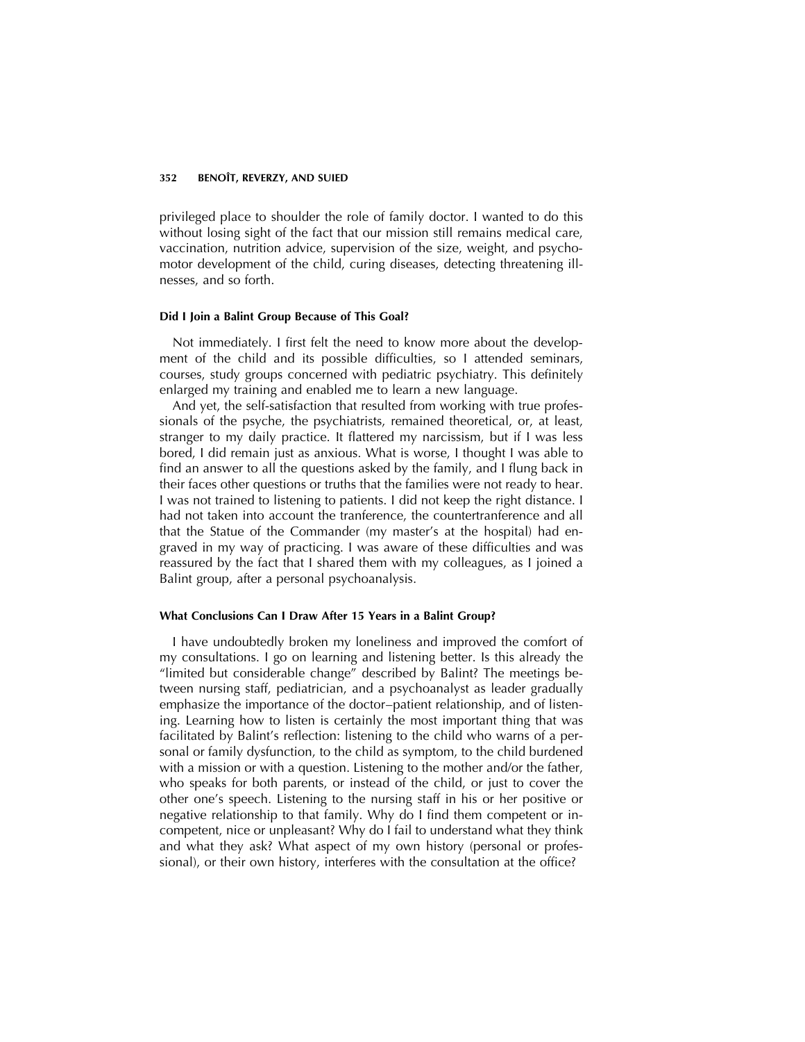privileged place to shoulder the role of family doctor. I wanted to do this without losing sight of the fact that our mission still remains medical care, vaccination, nutrition advice, supervision of the size, weight, and psychomotor development of the child, curing diseases, detecting threatening illnesses, and so forth.

### Did I Join a Balint Group Because of This Goal?

Not immediately. I first felt the need to know more about the development of the child and its possible difficulties, so I attended seminars, courses, study groups concerned with pediatric psychiatry. This definitely enlarged my training and enabled me to learn a new language.

And yet, the self-satisfaction that resulted from working with true professionals of the psyche, the psychiatrists, remained theoretical, or, at least, stranger to my daily practice. It flattered my narcissism, but if I was less bored, I did remain just as anxious. What is worse, I thought I was able to find an answer to all the questions asked by the family, and I flung back in their faces other questions or truths that the families were not ready to hear. I was not trained to listening to patients. I did not keep the right distance. I had not taken into account the tranference, the countertranference and all that the Statue of the Commander (my master's at the hospital) had engraved in my way of practicing. I was aware of these difficulties and was reassured by the fact that I shared them with my colleagues, as I joined a Balint group, after a personal psychoanalysis.

### What Conclusions Can I Draw After 15 Years in a Balint Group?

I have undoubtedly broken my loneliness and improved the comfort of my consultations. I go on learning and listening better. Is this already the "limited but considerable change" described by Balint? The meetings between nursing staff, pediatrician, and a psychoanalyst as leader gradually emphasize the importance of the doctor–patient relationship, and of listening. Learning how to listen is certainly the most important thing that was facilitated by Balint's reflection: listening to the child who warns of a personal or family dysfunction, to the child as symptom, to the child burdened with a mission or with a question. Listening to the mother and/or the father, who speaks for both parents, or instead of the child, or just to cover the other one's speech. Listening to the nursing staff in his or her positive or negative relationship to that family. Why do I find them competent or incompetent, nice or unpleasant? Why do I fail to understand what they think and what they ask? What aspect of my own history (personal or professional), or their own history, interferes with the consultation at the office?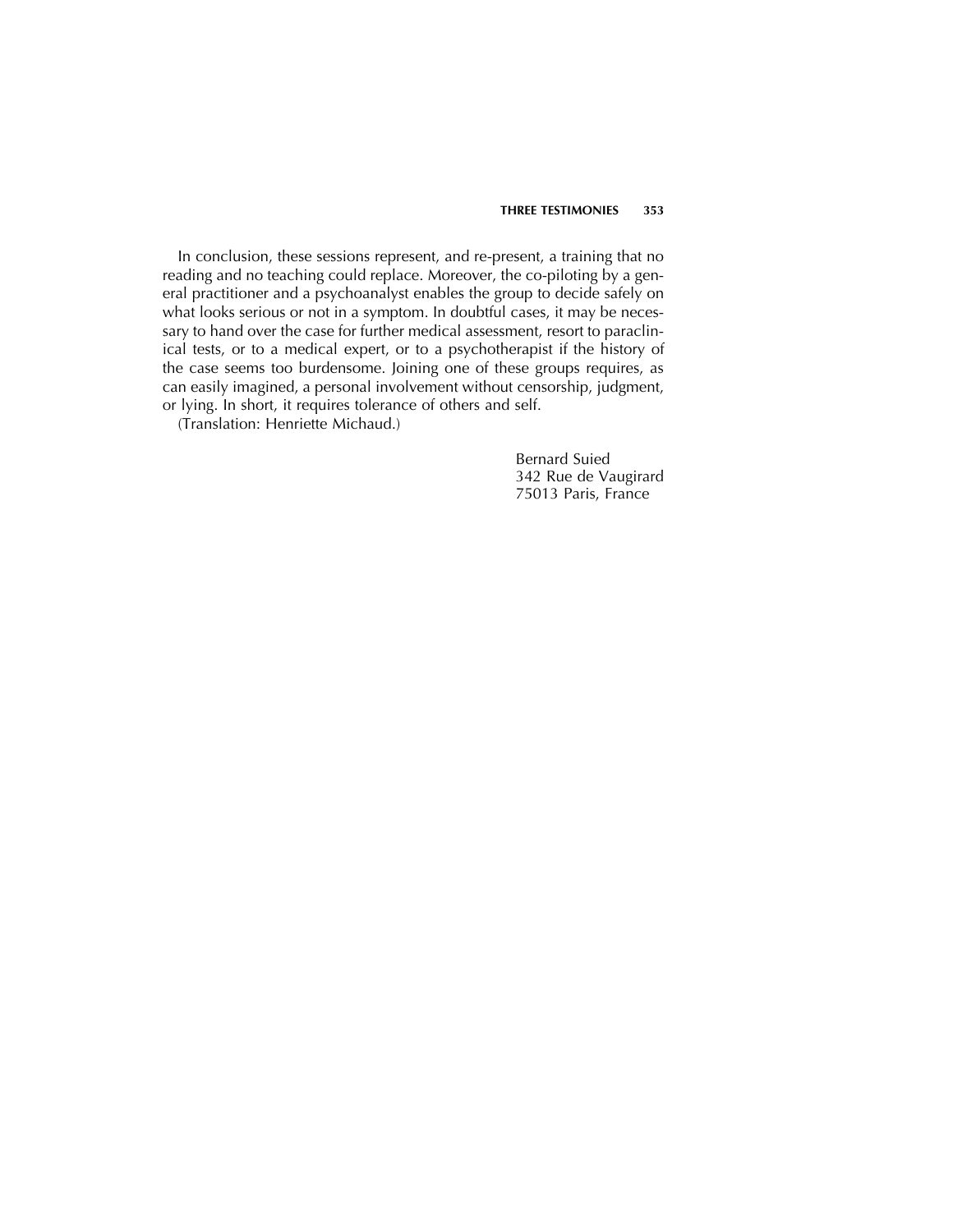In conclusion, these sessions represent, and re-present, a training that no reading and no teaching could replace. Moreover, the co-piloting by a general practitioner and a psychoanalyst enables the group to decide safely on what looks serious or not in a symptom. In doubtful cases, it may be necessary to hand over the case for further medical assessment, resort to paraclinical tests, or to a medical expert, or to a psychotherapist if the history of the case seems too burdensome. Joining one of these groups requires, as can easily imagined, a personal involvement without censorship, judgment, or lying. In short, it requires tolerance of others and self.

(Translation: Henriette Michaud.)

Bernard Suied
342 Rue de Vaugirard
75013 Paris, France